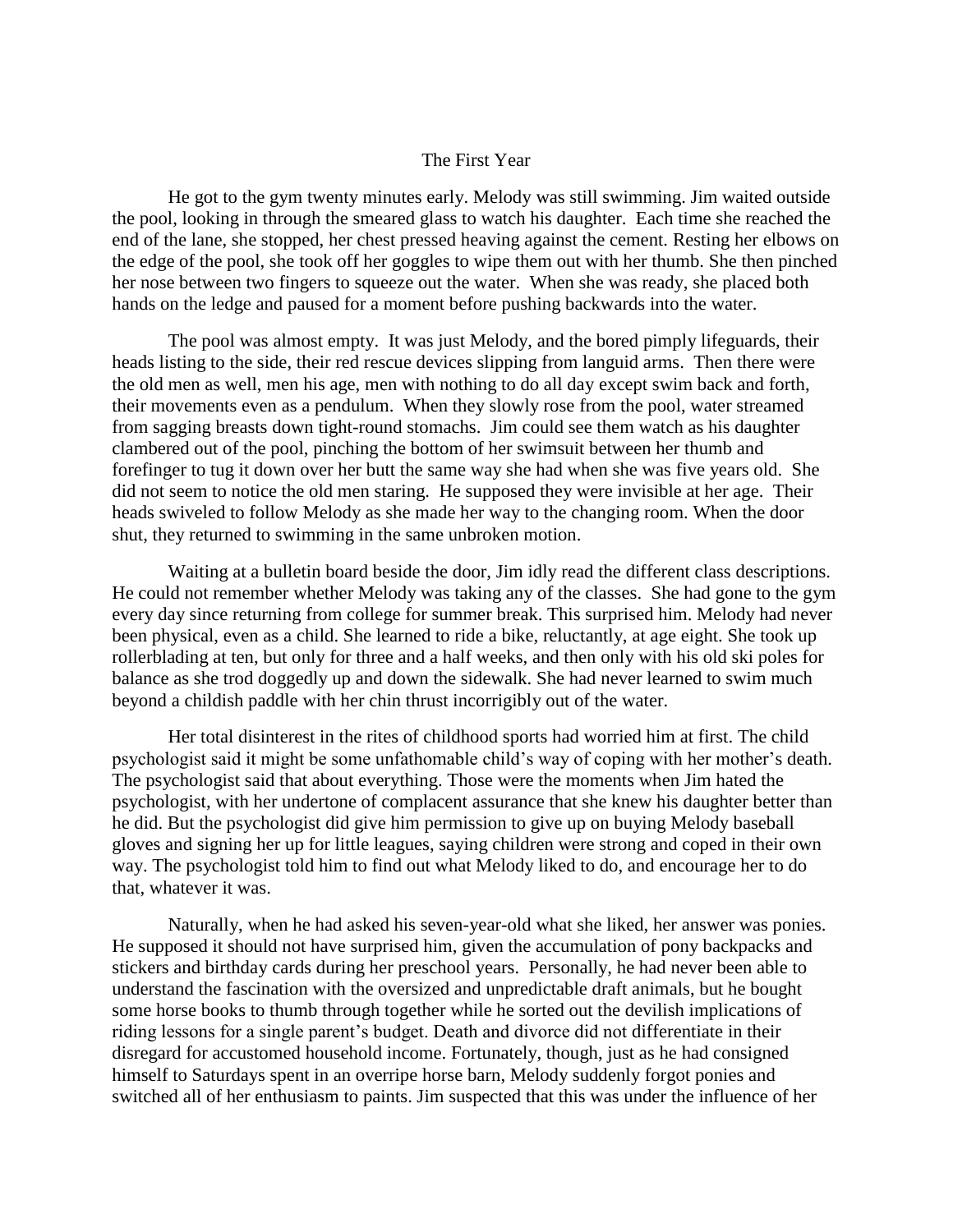# The First Year

He got to the gym twenty minutes early. Melody was still swimming. Jim waited outside the pool, looking in through the smeared glass to watch his daughter. Each time she reached the end of the lane, she stopped, her chest pressed heaving against the cement. Resting her elbows on the edge of the pool, she took off her goggles to wipe them out with her thumb. She then pinched her nose between two fingers to squeeze out the water. When she was ready, she placed both hands on the ledge and paused for a moment before pushing backwards into the water.

The pool was almost empty. It was just Melody, and the bored pimply lifeguards, their heads listing to the side, their red rescue devices slipping from languid arms. Then there were the old men as well, men his age, men with nothing to do all day except swim back and forth, their movements even as a pendulum. When they slowly rose from the pool, water streamed from sagging breasts down tight-round stomachs. Jim could see them watch as his daughter clambered out of the pool, pinching the bottom of her swimsuit between her thumb and forefinger to tug it down over her butt the same way she had when she was five years old. She did not seem to notice the old men staring. He supposed they were invisible at her age. Their heads swiveled to follow Melody as she made her way to the changing room. When the door shut, they returned to swimming in the same unbroken motion.

Waiting at a bulletin board beside the door, Jim idly read the different class descriptions. He could not remember whether Melody was taking any of the classes. She had gone to the gym every day since returning from college for summer break. This surprised him. Melody had never been physical, even as a child. She learned to ride a bike, reluctantly, at age eight. She took up rollerblading at ten, but only for three and a half weeks, and then only with his old ski poles for balance as she trod doggedly up and down the sidewalk. She had never learned to swim much beyond a childish paddle with her chin thrust incorrigibly out of the water.

Her total disinterest in the rites of childhood sports had worried him at first. The child psychologist said it might be some unfathomable child's way of coping with her mother's death. The psychologist said that about everything. Those were the moments when Jim hated the psychologist, with her undertone of complacent assurance that she knew his daughter better than he did. But the psychologist did give him permission to give up on buying Melody baseball gloves and signing her up for little leagues, saying children were strong and coped in their own way. The psychologist told him to find out what Melody liked to do, and encourage her to do that, whatever it was.

Naturally, when he had asked his seven-year-old what she liked, her answer was ponies. He supposed it should not have surprised him, given the accumulation of pony backpacks and stickers and birthday cards during her preschool years. Personally, he had never been able to understand the fascination with the oversized and unpredictable draft animals, but he bought some horse books to thumb through together while he sorted out the devilish implications of riding lessons for a single parent's budget. Death and divorce did not differentiate in their disregard for accustomed household income. Fortunately, though, just as he had consigned himself to Saturdays spent in an overripe horse barn, Melody suddenly forgot ponies and switched all of her enthusiasm to paints. Jim suspected that this was under the influence of her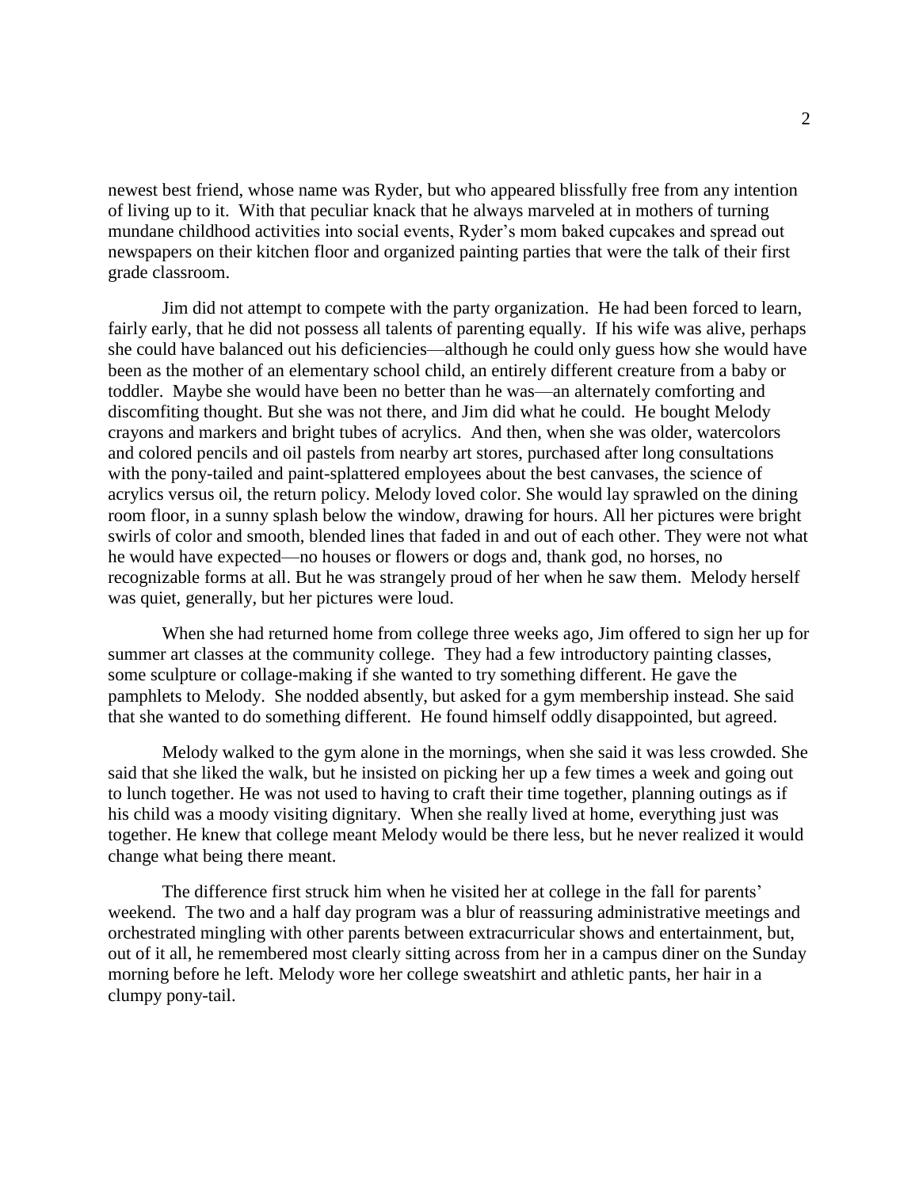newest best friend, whose name was Ryder, but who appeared blissfully free from any intention of living up to it. With that peculiar knack that he always marveled at in mothers of turning mundane childhood activities into social events, Ryder's mom baked cupcakes and spread out newspapers on their kitchen floor and organized painting parties that were the talk of their first grade classroom.

Jim did not attempt to compete with the party organization. He had been forced to learn, fairly early, that he did not possess all talents of parenting equally. If his wife was alive, perhaps she could have balanced out his deficiencies—although he could only guess how she would have been as the mother of an elementary school child, an entirely different creature from a baby or toddler. Maybe she would have been no better than he was—an alternately comforting and discomfiting thought. But she was not there, and Jim did what he could. He bought Melody crayons and markers and bright tubes of acrylics. And then, when she was older, watercolors and colored pencils and oil pastels from nearby art stores, purchased after long consultations with the pony-tailed and paint-splattered employees about the best canvases, the science of acrylics versus oil, the return policy. Melody loved color. She would lay sprawled on the dining room floor, in a sunny splash below the window, drawing for hours. All her pictures were bright swirls of color and smooth, blended lines that faded in and out of each other. They were not what he would have expected—no houses or flowers or dogs and, thank god, no horses, no recognizable forms at all. But he was strangely proud of her when he saw them. Melody herself was quiet, generally, but her pictures were loud.

When she had returned home from college three weeks ago, Jim offered to sign her up for summer art classes at the community college. They had a few introductory painting classes, some sculpture or collage-making if she wanted to try something different. He gave the pamphlets to Melody. She nodded absently, but asked for a gym membership instead. She said that she wanted to do something different. He found himself oddly disappointed, but agreed.

Melody walked to the gym alone in the mornings, when she said it was less crowded. She said that she liked the walk, but he insisted on picking her up a few times a week and going out to lunch together. He was not used to having to craft their time together, planning outings as if his child was a moody visiting dignitary. When she really lived at home, everything just was together. He knew that college meant Melody would be there less, but he never realized it would change what being there meant.

The difference first struck him when he visited her at college in the fall for parents' weekend. The two and a half day program was a blur of reassuring administrative meetings and orchestrated mingling with other parents between extracurricular shows and entertainment, but, out of it all, he remembered most clearly sitting across from her in a campus diner on the Sunday morning before he left. Melody wore her college sweatshirt and athletic pants, her hair in a clumpy pony-tail.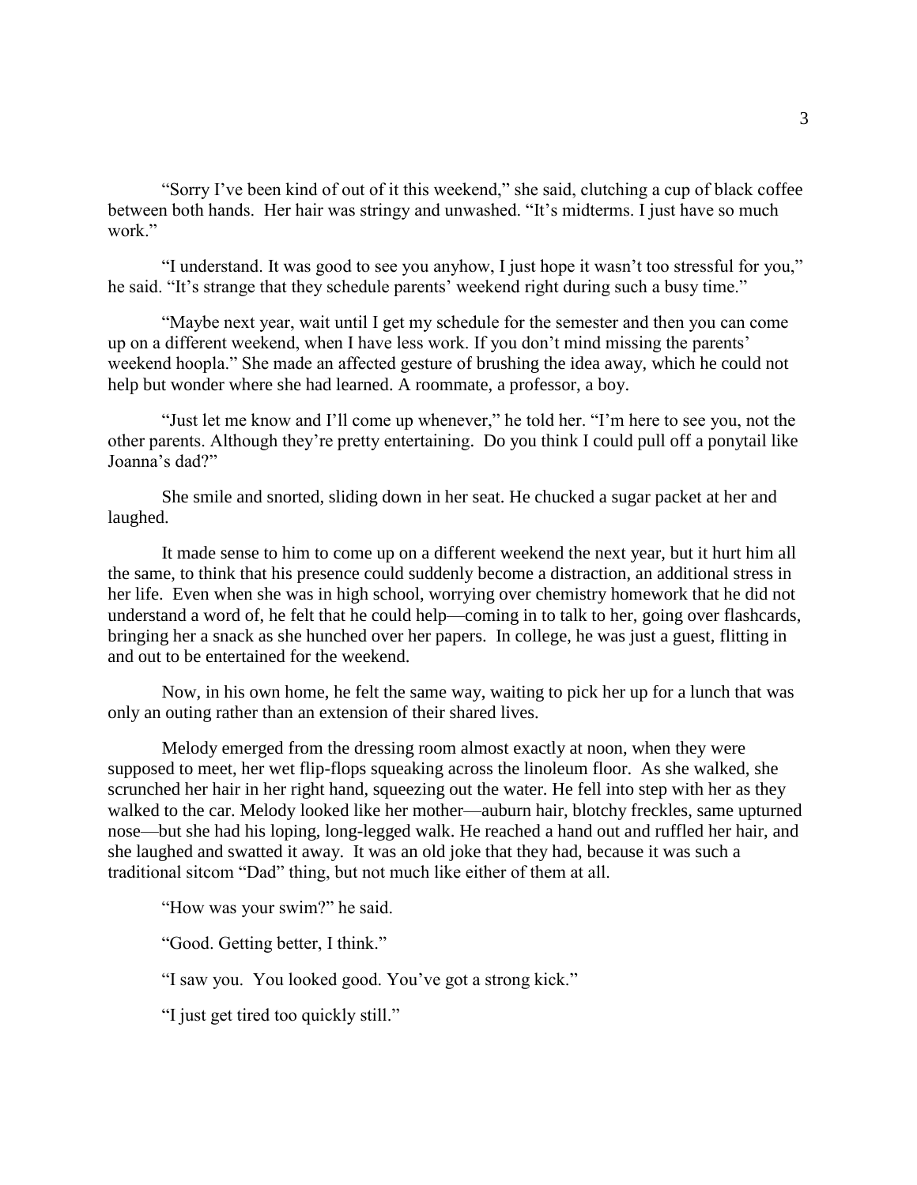"Sorry I've been kind of out of it this weekend," she said, clutching a cup of black coffee between both hands. Her hair was stringy and unwashed. "It's midterms. I just have so much work."

"I understand. It was good to see you anyhow, I just hope it wasn't too stressful for you," he said. "It's strange that they schedule parents' weekend right during such a busy time."

"Maybe next year, wait until I get my schedule for the semester and then you can come up on a different weekend, when I have less work. If you don't mind missing the parents' weekend hoopla." She made an affected gesture of brushing the idea away, which he could not help but wonder where she had learned. A roommate, a professor, a boy.

"Just let me know and I'll come up whenever," he told her. "I'm here to see you, not the other parents. Although they're pretty entertaining. Do you think I could pull off a ponytail like Joanna's dad?"

She smile and snorted, sliding down in her seat. He chucked a sugar packet at her and laughed.

It made sense to him to come up on a different weekend the next year, but it hurt him all the same, to think that his presence could suddenly become a distraction, an additional stress in her life. Even when she was in high school, worrying over chemistry homework that he did not understand a word of, he felt that he could help—coming in to talk to her, going over flashcards, bringing her a snack as she hunched over her papers. In college, he was just a guest, flitting in and out to be entertained for the weekend.

Now, in his own home, he felt the same way, waiting to pick her up for a lunch that was only an outing rather than an extension of their shared lives.

Melody emerged from the dressing room almost exactly at noon, when they were supposed to meet, her wet flip-flops squeaking across the linoleum floor. As she walked, she scrunched her hair in her right hand, squeezing out the water. He fell into step with her as they walked to the car. Melody looked like her mother—auburn hair, blotchy freckles, same upturned nose—but she had his loping, long-legged walk. He reached a hand out and ruffled her hair, and she laughed and swatted it away. It was an old joke that they had, because it was such a traditional sitcom "Dad" thing, but not much like either of them at all.

"How was your swim?" he said.

"Good. Getting better, I think."

"I saw you. You looked good. You've got a strong kick."

"I just get tired too quickly still."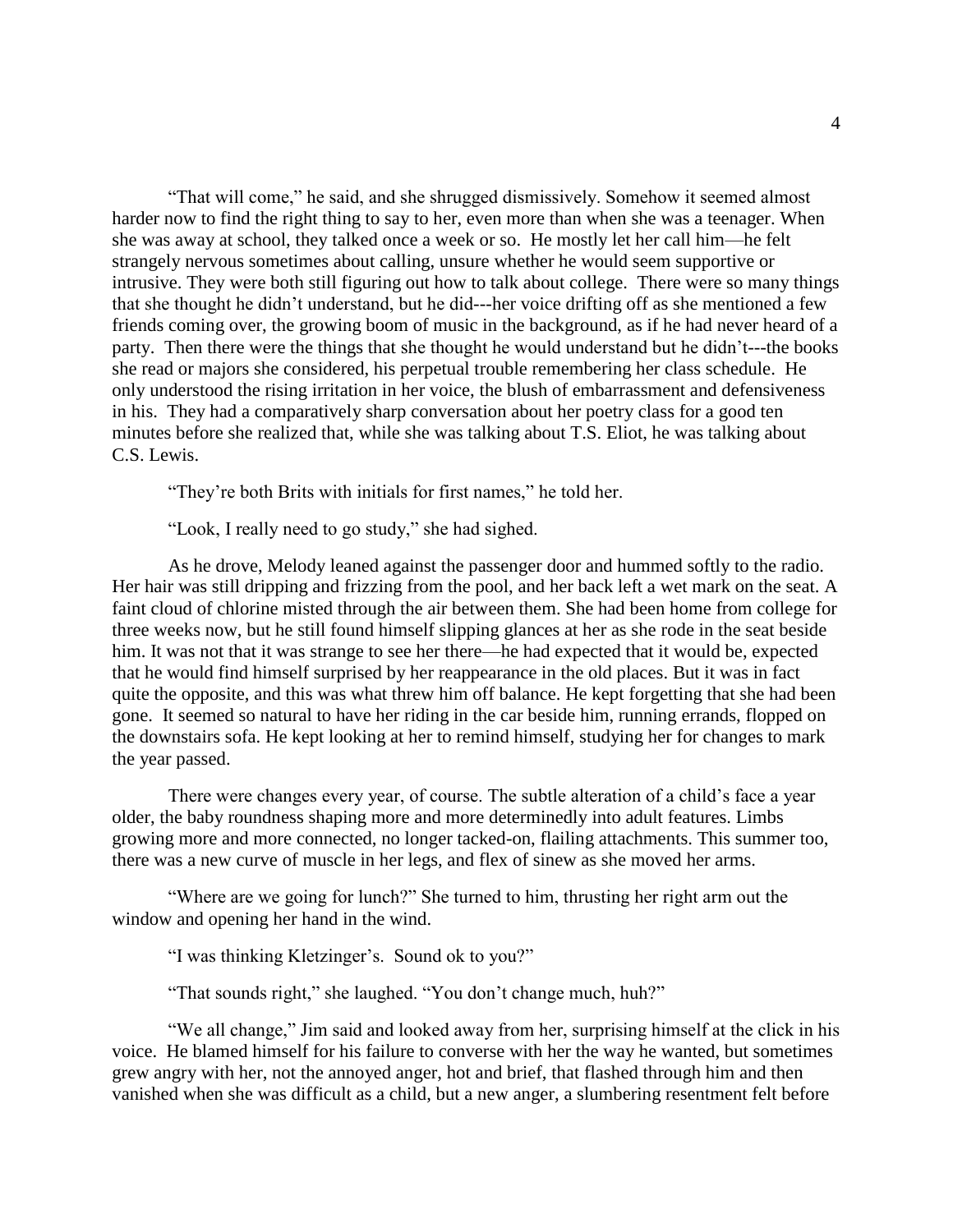"That will come," he said, and she shrugged dismissively. Somehow it seemed almost harder now to find the right thing to say to her, even more than when she was a teenager. When she was away at school, they talked once a week or so. He mostly let her call him—he felt strangely nervous sometimes about calling, unsure whether he would seem supportive or intrusive. They were both still figuring out how to talk about college. There were so many things that she thought he didn't understand, but he did---her voice drifting off as she mentioned a few friends coming over, the growing boom of music in the background, as if he had never heard of a party. Then there were the things that she thought he would understand but he didn't---the books she read or majors she considered, his perpetual trouble remembering her class schedule. He only understood the rising irritation in her voice, the blush of embarrassment and defensiveness in his. They had a comparatively sharp conversation about her poetry class for a good ten minutes before she realized that, while she was talking about T.S. Eliot, he was talking about C.S. Lewis.

"They're both Brits with initials for first names," he told her.

"Look, I really need to go study," she had sighed.

As he drove, Melody leaned against the passenger door and hummed softly to the radio. Her hair was still dripping and frizzing from the pool, and her back left a wet mark on the seat. A faint cloud of chlorine misted through the air between them. She had been home from college for three weeks now, but he still found himself slipping glances at her as she rode in the seat beside him. It was not that it was strange to see her there—he had expected that it would be, expected that he would find himself surprised by her reappearance in the old places. But it was in fact quite the opposite, and this was what threw him off balance. He kept forgetting that she had been gone. It seemed so natural to have her riding in the car beside him, running errands, flopped on the downstairs sofa. He kept looking at her to remind himself, studying her for changes to mark the year passed.

There were changes every year, of course. The subtle alteration of a child's face a year older, the baby roundness shaping more and more determinedly into adult features. Limbs growing more and more connected, no longer tacked-on, flailing attachments. This summer too, there was a new curve of muscle in her legs, and flex of sinew as she moved her arms.

"Where are we going for lunch?" She turned to him, thrusting her right arm out the window and opening her hand in the wind.

"I was thinking Kletzinger's. Sound ok to you?"

"That sounds right," she laughed. "You don't change much, huh?"

"We all change," Jim said and looked away from her, surprising himself at the click in his voice. He blamed himself for his failure to converse with her the way he wanted, but sometimes grew angry with her, not the annoyed anger, hot and brief, that flashed through him and then vanished when she was difficult as a child, but a new anger, a slumbering resentment felt before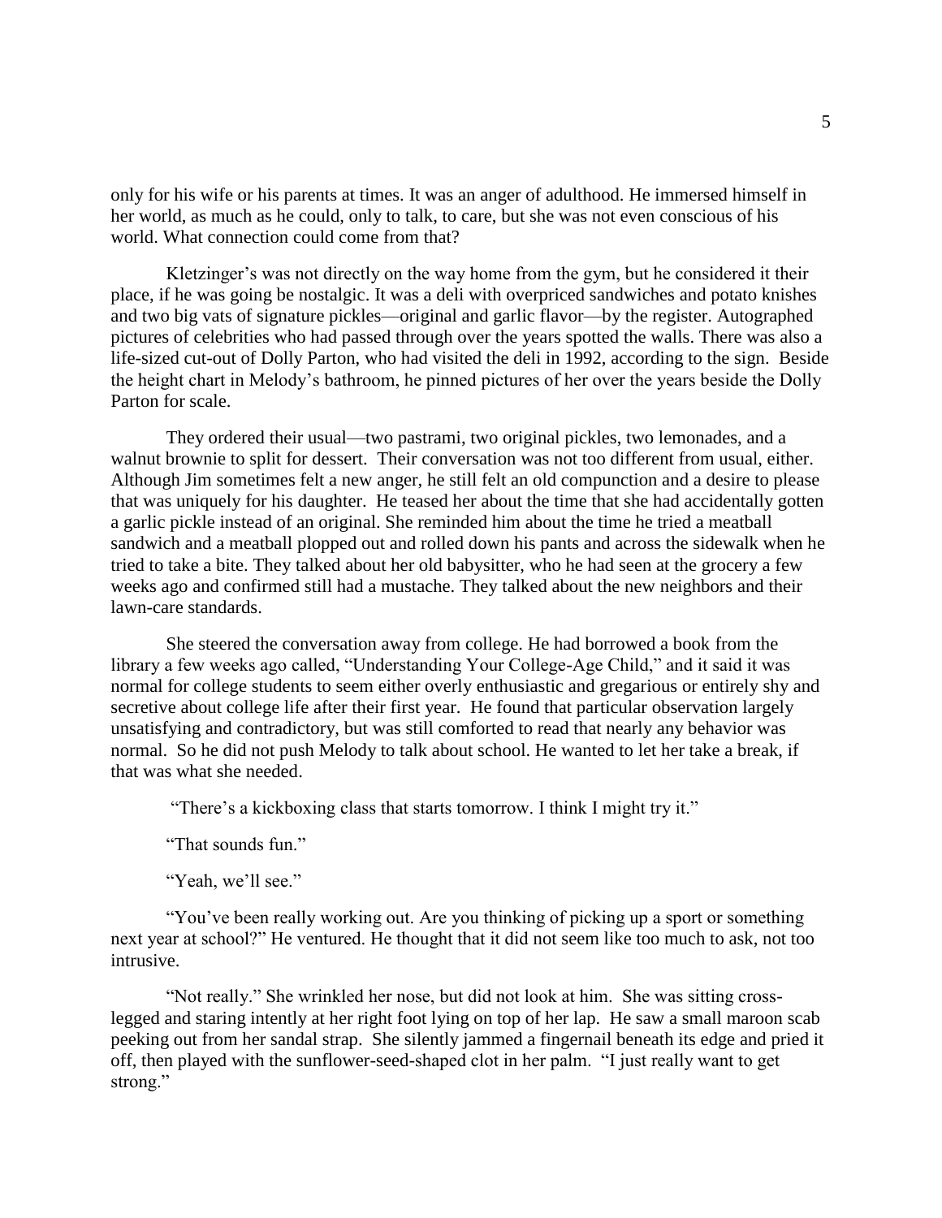only for his wife or his parents at times. It was an anger of adulthood. He immersed himself in her world, as much as he could, only to talk, to care, but she was not even conscious of his world. What connection could come from that?

Kletzinger's was not directly on the way home from the gym, but he considered it their place, if he was going be nostalgic. It was a deli with overpriced sandwiches and potato knishes and two big vats of signature pickles—original and garlic flavor—by the register. Autographed pictures of celebrities who had passed through over the years spotted the walls. There was also a life-sized cut-out of Dolly Parton, who had visited the deli in 1992, according to the sign. Beside the height chart in Melody's bathroom, he pinned pictures of her over the years beside the Dolly Parton for scale.

They ordered their usual—two pastrami, two original pickles, two lemonades, and a walnut brownie to split for dessert. Their conversation was not too different from usual, either. Although Jim sometimes felt a new anger, he still felt an old compunction and a desire to please that was uniquely for his daughter. He teased her about the time that she had accidentally gotten a garlic pickle instead of an original. She reminded him about the time he tried a meatball sandwich and a meatball plopped out and rolled down his pants and across the sidewalk when he tried to take a bite. They talked about her old babysitter, who he had seen at the grocery a few weeks ago and confirmed still had a mustache. They talked about the new neighbors and their lawn-care standards.

She steered the conversation away from college. He had borrowed a book from the library a few weeks ago called, "Understanding Your College-Age Child," and it said it was normal for college students to seem either overly enthusiastic and gregarious or entirely shy and secretive about college life after their first year. He found that particular observation largely unsatisfying and contradictory, but was still comforted to read that nearly any behavior was normal. So he did not push Melody to talk about school. He wanted to let her take a break, if that was what she needed.

"There's a kickboxing class that starts tomorrow. I think I might try it."

"That sounds fun."

"Yeah, we'll see."

"You've been really working out. Are you thinking of picking up a sport or something next year at school?" He ventured. He thought that it did not seem like too much to ask, not too intrusive.

"Not really." She wrinkled her nose, but did not look at him. She was sitting cross-legged and staring intently at her right foot lying on top of her lap. He saw a small maroon scab peeking out from her sandal strap. She silently jammed a fingernail beneath its edge and pried it off, then played with the sunflower-seed-shaped clot in her palm. "I just really want to get strong."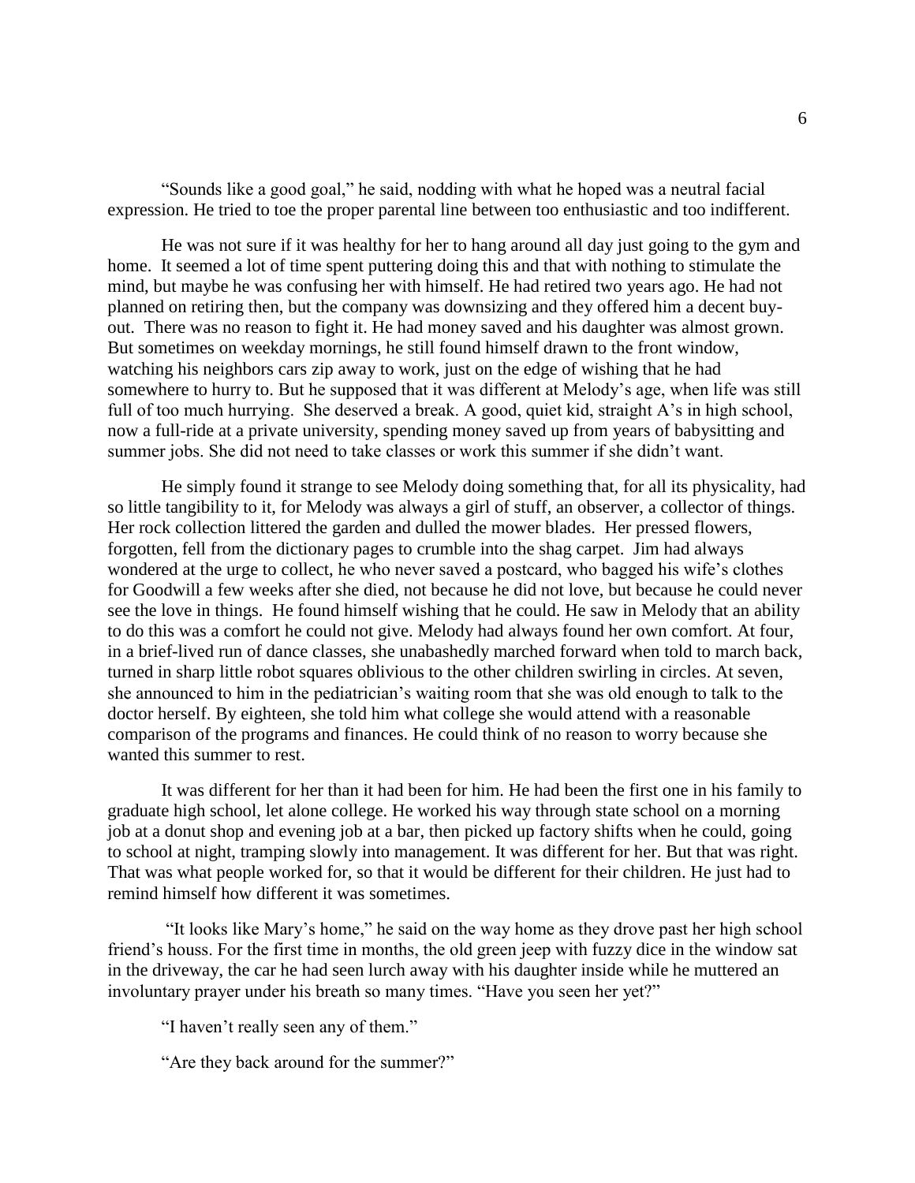"Sounds like a good goal," he said, nodding with what he hoped was a neutral facial expression. He tried to toe the proper parental line between too enthusiastic and too indifferent.

He was not sure if it was healthy for her to hang around all day just going to the gym and home. It seemed a lot of time spent puttering doing this and that with nothing to stimulate the mind, but maybe he was confusing her with himself. He had retired two years ago. He had not planned on retiring then, but the company was downsizing and they offered him a decent buy-out. There was no reason to fight it. He had money saved and his daughter was almost grown. But sometimes on weekday mornings, he still found himself drawn to the front window, watching his neighbors cars zip away to work, just on the edge of wishing that he had somewhere to hurry to. But he supposed that it was different at Melody's age, when life was still full of too much hurrying. She deserved a break. A good, quiet kid, straight A's in high school, now a full-ride at a private university, spending money saved up from years of babysitting and summer jobs. She did not need to take classes or work this summer if she didn't want.

He simply found it strange to see Melody doing something that, for all its physicality, had so little tangibility to it, for Melody was always a girl of stuff, an observer, a collector of things. Her rock collection littered the garden and dulled the mower blades. Her pressed flowers, forgotten, fell from the dictionary pages to crumble into the shag carpet. Jim had always wondered at the urge to collect, he who never saved a postcard, who bagged his wife's clothes for Goodwill a few weeks after she died, not because he did not love, but because he could never see the love in things. He found himself wishing that he could. He saw in Melody that an ability to do this was a comfort he could not give. Melody had always found her own comfort. At four, in a brief-lived run of dance classes, she unabashedly marched forward when told to march back, turned in sharp little robot squares oblivious to the other children swirling in circles. At seven, she announced to him in the pediatrician's waiting room that she was old enough to talk to the doctor herself. By eighteen, she told him what college she would attend with a reasonable comparison of the programs and finances. He could think of no reason to worry because she wanted this summer to rest.

It was different for her than it had been for him. He had been the first one in his family to graduate high school, let alone college. He worked his way through state school on a morning job at a donut shop and evening job at a bar, then picked up factory shifts when he could, going to school at night, tramping slowly into management. It was different for her. But that was right. That was what people worked for, so that it would be different for their children. He just had to remind himself how different it was sometimes.

"It looks like Mary's home," he said on the way home as they drove past her high school friend's houss. For the first time in months, the old green jeep with fuzzy dice in the window sat in the driveway, the car he had seen lurch away with his daughter inside while he muttered an involuntary prayer under his breath so many times. "Have you seen her yet?"

"I haven't really seen any of them."

"Are they back around for the summer?"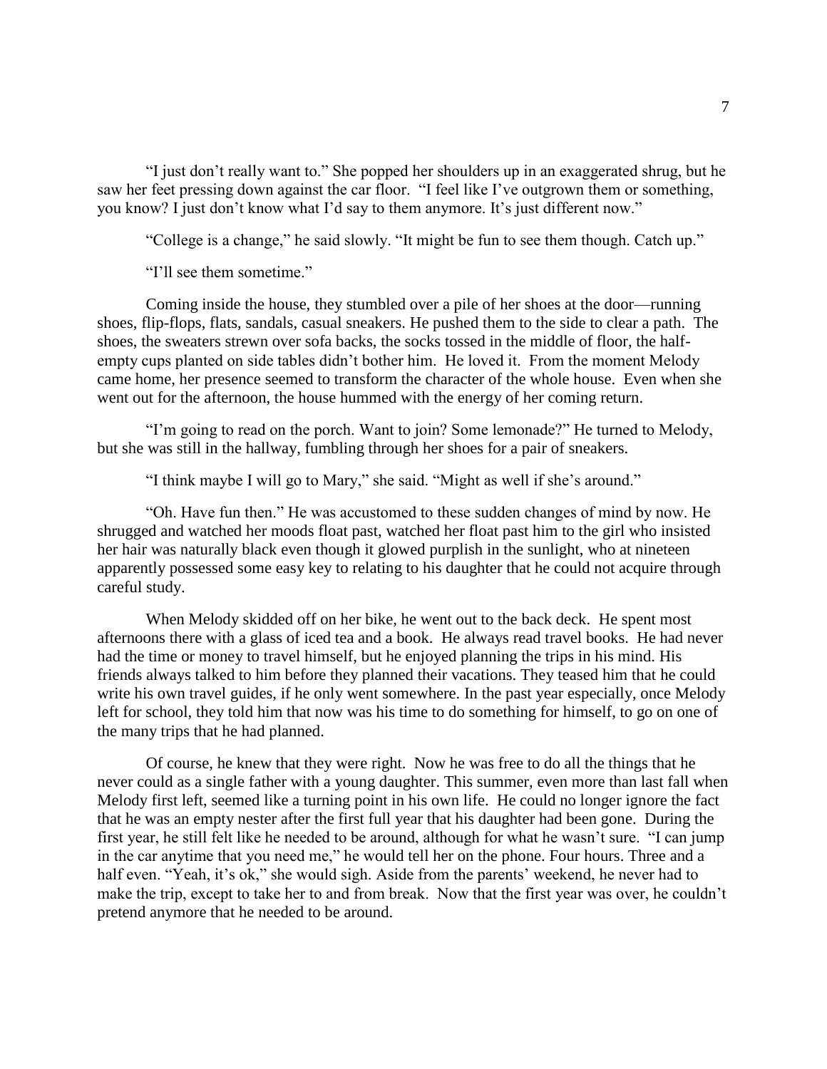"I just don't really want to." She popped her shoulders up in an exaggerated shrug, but he saw her feet pressing down against the car floor. "I feel like I've outgrown them or something, you know? I just don't know what I'd say to them anymore. It's just different now."

"College is a change," he said slowly. "It might be fun to see them though. Catch up."

"I'll see them sometime."

Coming inside the house, they stumbled over a pile of her shoes at the door—running shoes, flip-flops, flats, sandals, casual sneakers. He pushed them to the side to clear a path. The shoes, the sweaters strewn over sofa backs, the socks tossed in the middle of floor, the half-empty cups planted on side tables didn't bother him. He loved it. From the moment Melody came home, her presence seemed to transform the character of the whole house. Even when she went out for the afternoon, the house hummed with the energy of her coming return.

"I'm going to read on the porch. Want to join? Some lemonade?" He turned to Melody, but she was still in the hallway, fumbling through her shoes for a pair of sneakers.

"I think maybe I will go to Mary," she said. "Might as well if she's around."

"Oh. Have fun then." He was accustomed to these sudden changes of mind by now. He shrugged and watched her moods float past, watched her float past him to the girl who insisted her hair was naturally black even though it glowed purplish in the sunlight, who at nineteen apparently possessed some easy key to relating to his daughter that he could not acquire through careful study.

When Melody skidded off on her bike, he went out to the back deck. He spent most afternoons there with a glass of iced tea and a book. He always read travel books. He had never had the time or money to travel himself, but he enjoyed planning the trips in his mind. His friends always talked to him before they planned their vacations. They teased him that he could write his own travel guides, if he only went somewhere. In the past year especially, once Melody left for school, they told him that now was his time to do something for himself, to go on one of the many trips that he had planned.

Of course, he knew that they were right. Now he was free to do all the things that he never could as a single father with a young daughter. This summer, even more than last fall when Melody first left, seemed like a turning point in his own life. He could no longer ignore the fact that he was an empty nester after the first full year that his daughter had been gone. During the first year, he still felt like he needed to be around, although for what he wasn't sure. "I can jump in the car anytime that you need me," he would tell her on the phone. Four hours. Three and a half even. "Yeah, it's ok," she would sigh. Aside from the parents' weekend, he never had to make the trip, except to take her to and from break. Now that the first year was over, he couldn't pretend anymore that he needed to be around.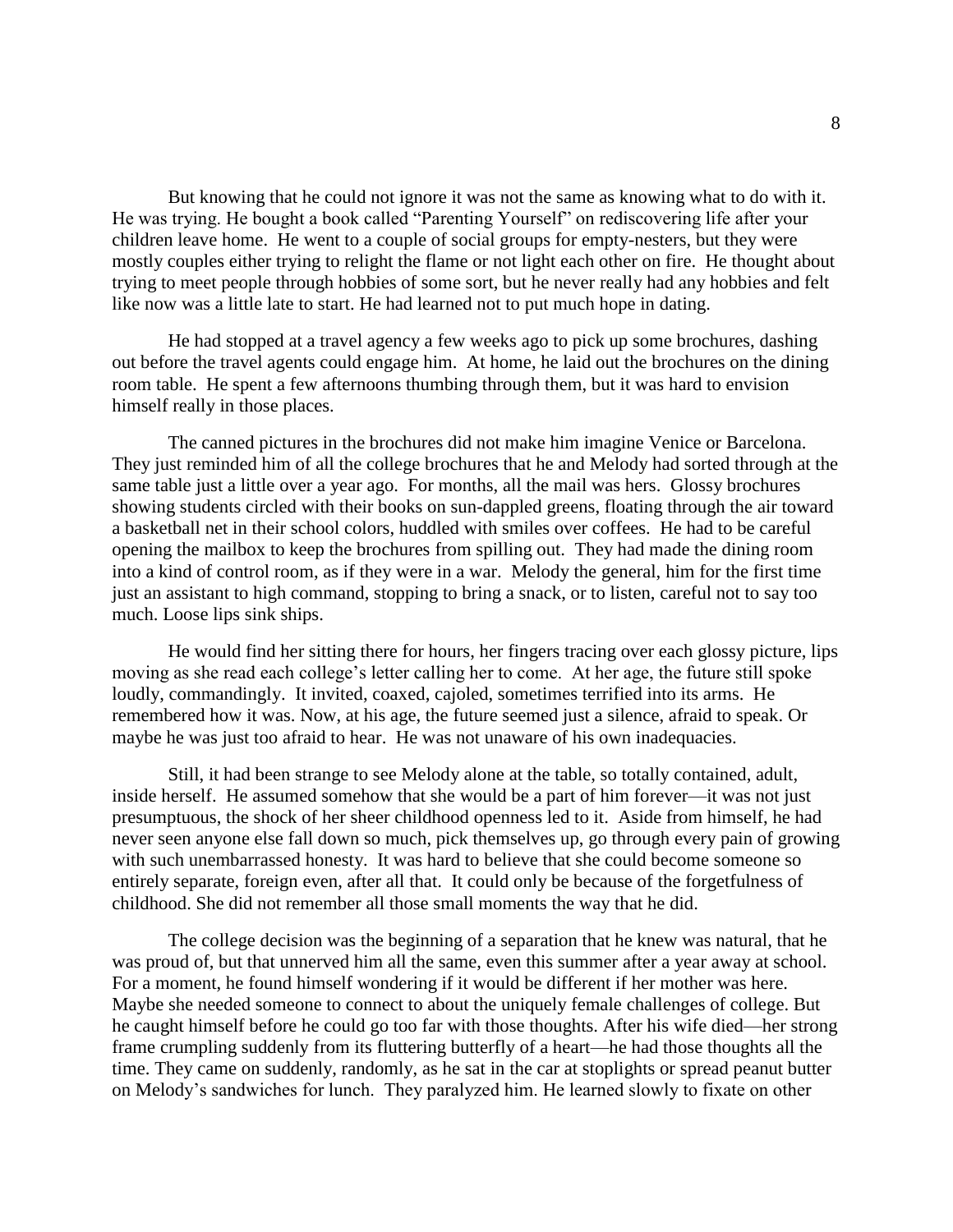But knowing that he could not ignore it was not the same as knowing what to do with it. He was trying. He bought a book called "Parenting Yourself" on rediscovering life after your children leave home. He went to a couple of social groups for empty-nesters, but they were mostly couples either trying to relight the flame or not light each other on fire. He thought about trying to meet people through hobbies of some sort, but he never really had any hobbies and felt like now was a little late to start. He had learned not to put much hope in dating.

He had stopped at a travel agency a few weeks ago to pick up some brochures, dashing out before the travel agents could engage him. At home, he laid out the brochures on the dining room table. He spent a few afternoons thumbing through them, but it was hard to envision himself really in those places.

The canned pictures in the brochures did not make him imagine Venice or Barcelona. They just reminded him of all the college brochures that he and Melody had sorted through at the same table just a little over a year ago. For months, all the mail was hers. Glossy brochures showing students circled with their books on sun-dappled greens, floating through the air toward a basketball net in their school colors, huddled with smiles over coffees. He had to be careful opening the mailbox to keep the brochures from spilling out. They had made the dining room into a kind of control room, as if they were in a war. Melody the general, him for the first time just an assistant to high command, stopping to bring a snack, or to listen, careful not to say too much. Loose lips sink ships.

He would find her sitting there for hours, her fingers tracing over each glossy picture, lips moving as she read each college's letter calling her to come. At her age, the future still spoke loudly, commandingly. It invited, coaxed, cajoled, sometimes terrified into its arms. He remembered how it was. Now, at his age, the future seemed just a silence, afraid to speak. Or maybe he was just too afraid to hear. He was not unaware of his own inadequacies.

Still, it had been strange to see Melody alone at the table, so totally contained, adult, inside herself. He assumed somehow that she would be a part of him forever—it was not just presumptuous, the shock of her sheer childhood openness led to it. Aside from himself, he had never seen anyone else fall down so much, pick themselves up, go through every pain of growing with such unembarrassed honesty. It was hard to believe that she could become someone so entirely separate, foreign even, after all that. It could only be because of the forgetfulness of childhood. She did not remember all those small moments the way that he did.

The college decision was the beginning of a separation that he knew was natural, that he was proud of, but that unnerved him all the same, even this summer after a year away at school. For a moment, he found himself wondering if it would be different if her mother was here. Maybe she needed someone to connect to about the uniquely female challenges of college. But he caught himself before he could go too far with those thoughts. After his wife died—her strong frame crumpling suddenly from its fluttering butterfly of a heart—he had those thoughts all the time. They came on suddenly, randomly, as he sat in the car at stoplights or spread peanut butter on Melody's sandwiches for lunch. They paralyzed him. He learned slowly to fixate on other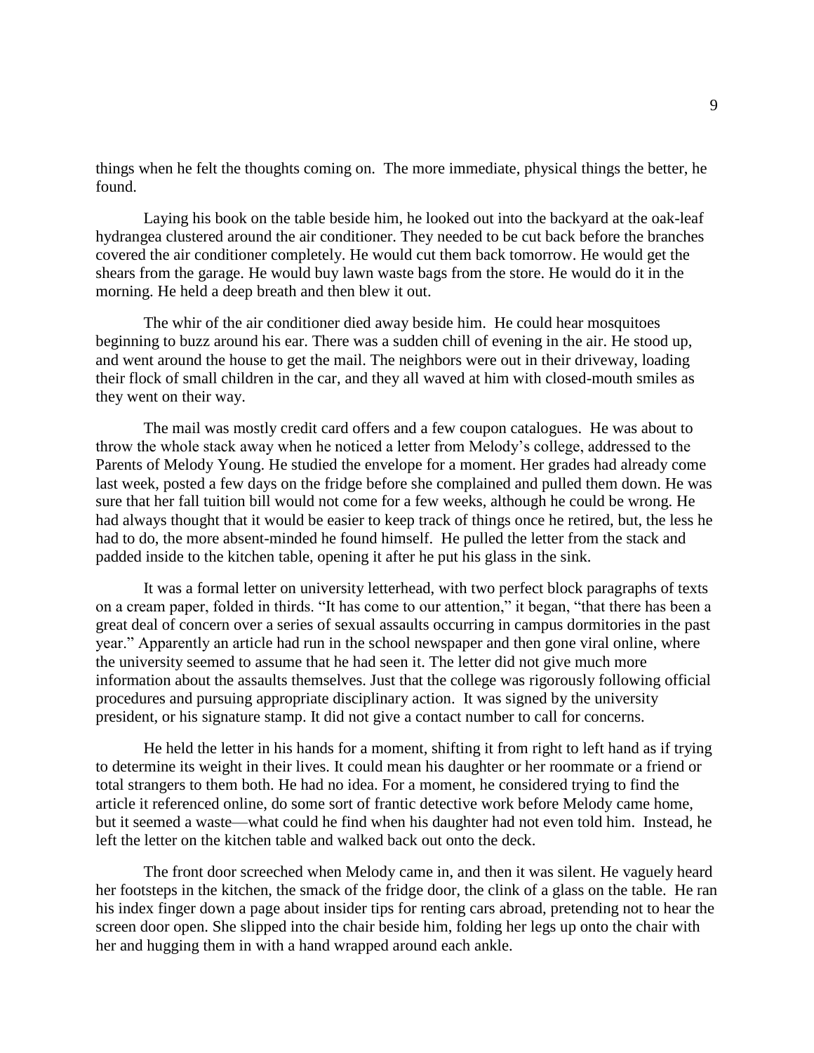things when he felt the thoughts coming on. The more immediate, physical things the better, he found.

Laying his book on the table beside him, he looked out into the backyard at the oak-leaf hydrangea clustered around the air conditioner. They needed to be cut back before the branches covered the air conditioner completely. He would cut them back tomorrow. He would get the shears from the garage. He would buy lawn waste bags from the store. He would do it in the morning. He held a deep breath and then blew it out.

The whir of the air conditioner died away beside him. He could hear mosquitoes beginning to buzz around his ear. There was a sudden chill of evening in the air. He stood up, and went around the house to get the mail. The neighbors were out in their driveway, loading their flock of small children in the car, and they all waved at him with closed-mouth smiles as they went on their way.

The mail was mostly credit card offers and a few coupon catalogues. He was about to throw the whole stack away when he noticed a letter from Melody's college, addressed to the Parents of Melody Young. He studied the envelope for a moment. Her grades had already come last week, posted a few days on the fridge before she complained and pulled them down. He was sure that her fall tuition bill would not come for a few weeks, although he could be wrong. He had always thought that it would be easier to keep track of things once he retired, but, the less he had to do, the more absent-minded he found himself. He pulled the letter from the stack and padded inside to the kitchen table, opening it after he put his glass in the sink.

It was a formal letter on university letterhead, with two perfect block paragraphs of texts on a cream paper, folded in thirds. "It has come to our attention," it began, "that there has been a great deal of concern over a series of sexual assaults occurring in campus dormitories in the past year." Apparently an article had run in the school newspaper and then gone viral online, where the university seemed to assume that he had seen it. The letter did not give much more information about the assaults themselves. Just that the college was rigorously following official procedures and pursuing appropriate disciplinary action. It was signed by the university president, or his signature stamp. It did not give a contact number to call for concerns.

He held the letter in his hands for a moment, shifting it from right to left hand as if trying to determine its weight in their lives. It could mean his daughter or her roommate or a friend or total strangers to them both. He had no idea. For a moment, he considered trying to find the article it referenced online, do some sort of frantic detective work before Melody came home, but it seemed a waste—what could he find when his daughter had not even told him. Instead, he left the letter on the kitchen table and walked back out onto the deck.

The front door screeched when Melody came in, and then it was silent. He vaguely heard her footsteps in the kitchen, the smack of the fridge door, the clink of a glass on the table. He ran his index finger down a page about insider tips for renting cars abroad, pretending not to hear the screen door open. She slipped into the chair beside him, folding her legs up onto the chair with her and hugging them in with a hand wrapped around each ankle.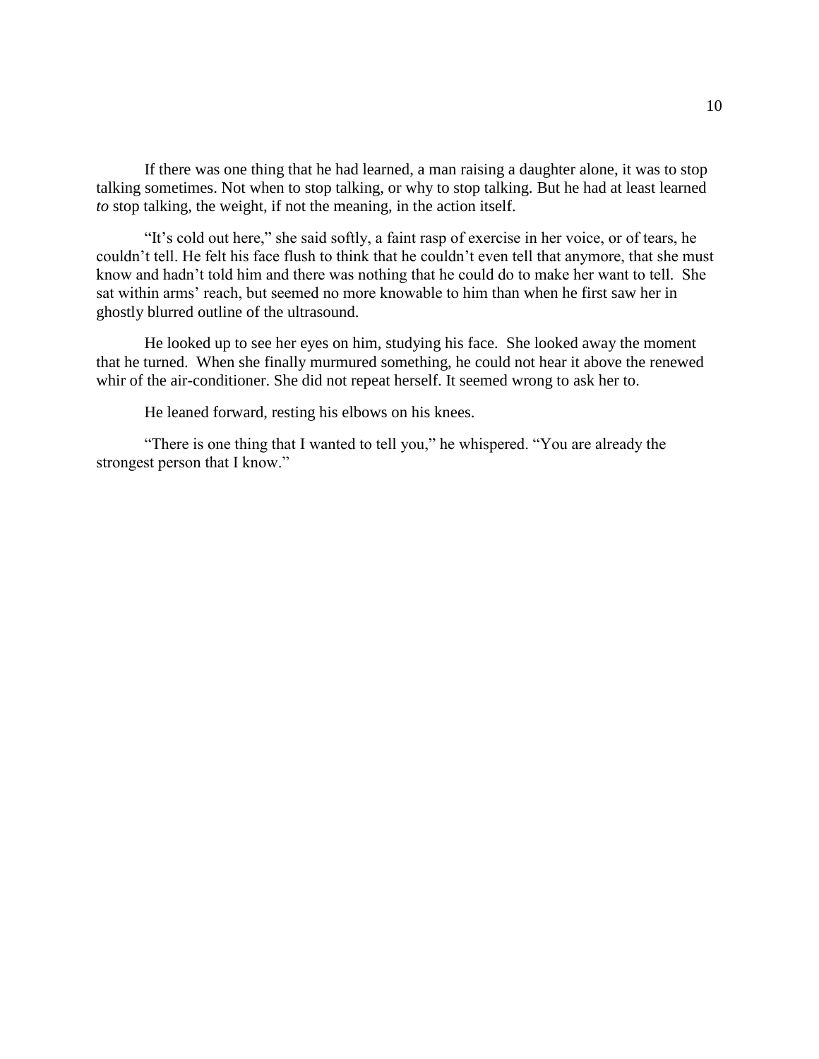If there was one thing that he had learned, a man raising a daughter alone, it was to stop talking sometimes. Not when to stop talking, or why to stop talking. But he had at least learned *to* stop talking, the weight, if not the meaning, in the action itself.

"It's cold out here," she said softly, a faint rasp of exercise in her voice, or of tears, he couldn't tell. He felt his face flush to think that he couldn't even tell that anymore, that she must know and hadn't told him and there was nothing that he could do to make her want to tell. She sat within arms' reach, but seemed no more knowable to him than when he first saw her in ghostly blurred outline of the ultrasound.

He looked up to see her eyes on him, studying his face. She looked away the moment that he turned. When she finally murmured something, he could not hear it above the renewed whir of the air-conditioner. She did not repeat herself. It seemed wrong to ask her to.

He leaned forward, resting his elbows on his knees.

"There is one thing that I wanted to tell you," he whispered. "You are already the strongest person that I know."